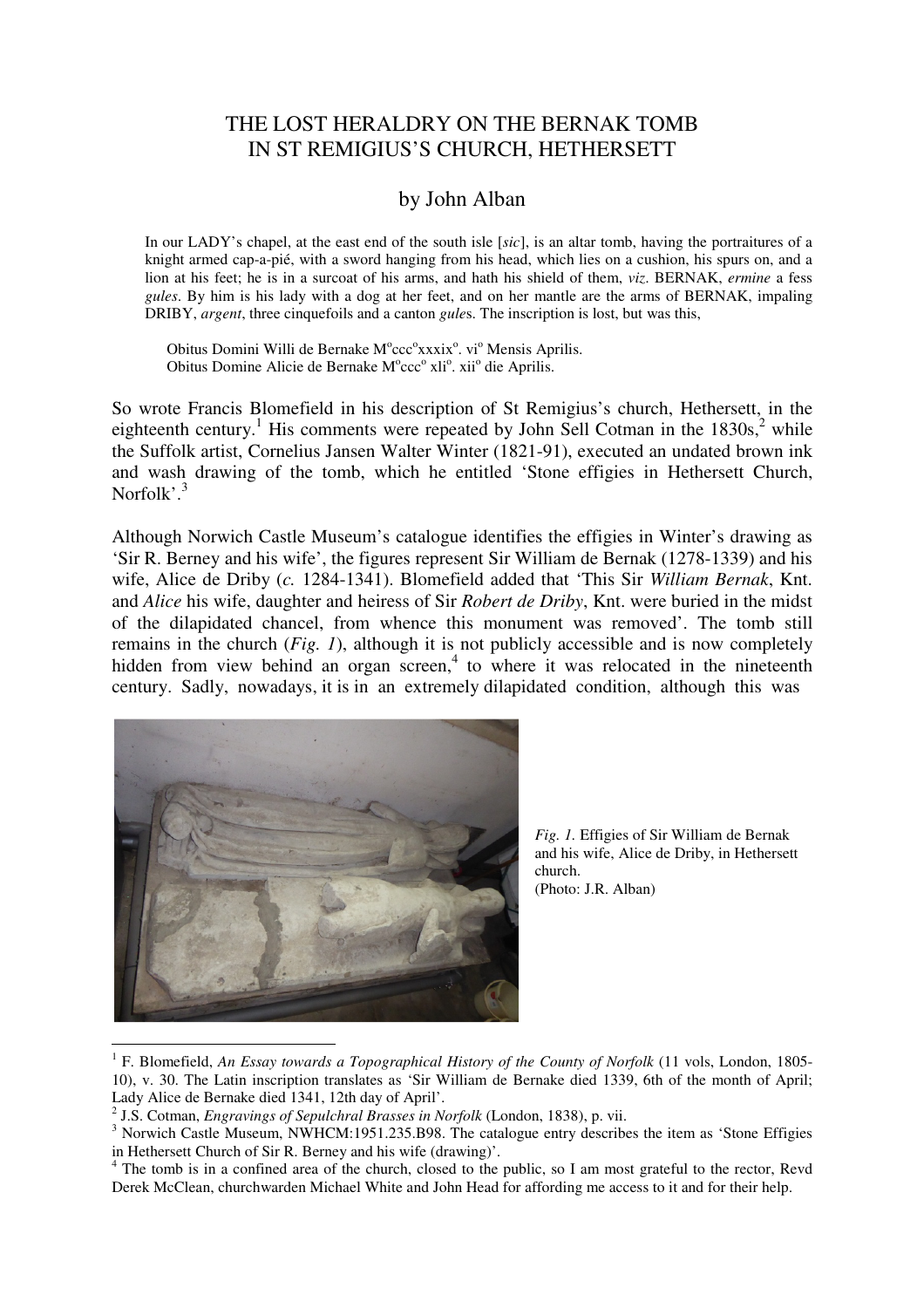# THE LOST HERALDRY ON THE BERNAK TOMB IN ST REMIGIUS'S CHURCH, HETHERSETT

by John Alban

> In our LADY's chapel, at the east end of the south isle [*sic*], is an altar tomb, having the portraitures of a knight armed cap-a-pié, with a sword hanging from his head, which lies on a cushion, his spurs on, and a lion at his feet; he is in a surcoat of his arms, and hath his shield of them, *viz*. BERNAK, *ermine* a fess *gules*. By him is his lady with a dog at her feet, and on her mantle are the arms of BERNAK, impaling DRIBY, *argent*, three cinquefoils and a canton *gule*s. The inscription is lost, but was this,
>
> Obitus Domini Willi de Bernake M°ccc°xxxix°. vi° Mensis Aprilis.
> Obitus Domine Alicie de Bernake M°ccc° xli°. xii° die Aprilis.

So wrote Francis Blomefield in his description of St Remigius's church, Hethersett, in the eighteenth century.[1] His comments were repeated by John Sell Cotman in the 1830s,[2] while the Suffolk artist, Cornelius Jansen Walter Winter (1821-91), executed an undated brown ink and wash drawing of the tomb, which he entitled 'Stone effigies in Hethersett Church, Norfolk'.[3]

Although Norwich Castle Museum's catalogue identifies the effigies in Winter's drawing as 'Sir R. Berney and his wife', the figures represent Sir William de Bernak (1278-1339) and his wife, Alice de Driby (*c.* 1284-1341). Blomefield added that 'This Sir *William Bernak*, Knt. and *Alice* his wife, daughter and heiress of Sir *Robert de Driby*, Knt. were buried in the midst of the dilapidated chancel, from whence this monument was removed'. The tomb still remains in the church (*Fig. 1*), although it is not publicly accessible and is now completely hidden from view behind an organ screen,[4] to where it was relocated in the nineteenth century. Sadly, nowadays, it is in an extremely dilapidated condition, although this was

*Fig. 1.* Effigies of Sir William de Bernak and his wife, Alice de Driby, in Hethersett church.
(Photo: J.R. Alban)

---

[1] F. Blomefield, *An Essay towards a Topographical History of the County of Norfolk* (11 vols, London, 1805-10), v. 30. The Latin inscription translates as 'Sir William de Bernake died 1339, 6th of the month of April; Lady Alice de Bernake died 1341, 12th day of April'.

[2] J.S. Cotman, *Engravings of Sepulchral Brasses in Norfolk* (London, 1838), p. vii.

[3] Norwich Castle Museum, NWHCM:1951.235.B98. The catalogue entry describes the item as 'Stone Effigies in Hethersett Church of Sir R. Berney and his wife (drawing)'.

[4] The tomb is in a confined area of the church, closed to the public, so I am most grateful to the rector, Revd Derek McClean, churchwarden Michael White and John Head for affording me access to it and for their help.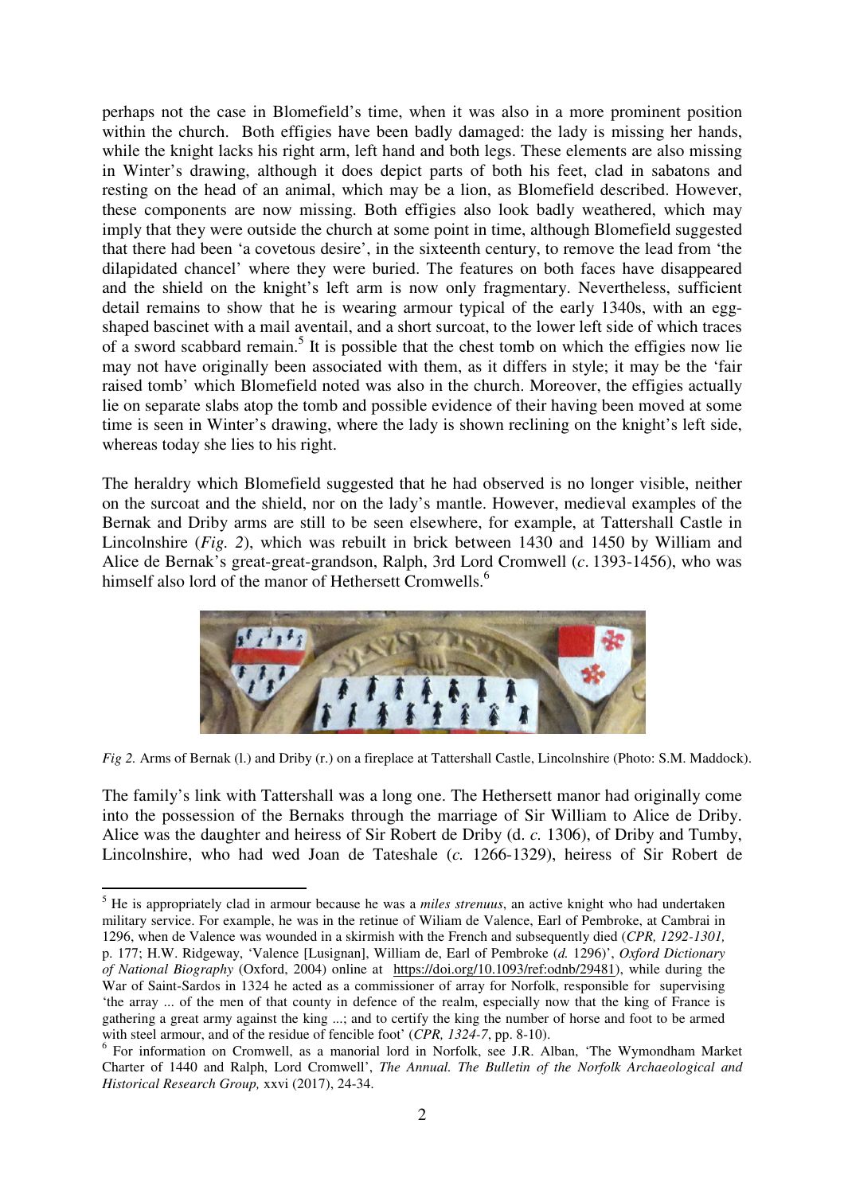perhaps not the case in Blomefield's time, when it was also in a more prominent position within the church. Both effigies have been badly damaged: the lady is missing her hands, while the knight lacks his right arm, left hand and both legs. These elements are also missing in Winter's drawing, although it does depict parts of both his feet, clad in sabatons and resting on the head of an animal, which may be a lion, as Blomefield described. However, these components are now missing. Both effigies also look badly weathered, which may imply that they were outside the church at some point in time, although Blomefield suggested that there had been 'a covetous desire', in the sixteenth century, to remove the lead from 'the dilapidated chancel' where they were buried. The features on both faces have disappeared and the shield on the knight's left arm is now only fragmentary. Nevertheless, sufficient detail remains to show that he is wearing armour typical of the early 1340s, with an egg-shaped bascinet with a mail aventail, and a short surcoat, to the lower left side of which traces of a sword scabbard remain.[5] It is possible that the chest tomb on which the effigies now lie may not have originally been associated with them, as it differs in style; it may be the 'fair raised tomb' which Blomefield noted was also in the church. Moreover, the effigies actually lie on separate slabs atop the tomb and possible evidence of their having been moved at some time is seen in Winter's drawing, where the lady is shown reclining on the knight's left side, whereas today she lies to his right.

The heraldry which Blomefield suggested that he had observed is no longer visible, neither on the surcoat and the shield, nor on the lady's mantle. However, medieval examples of the Bernak and Driby arms are still to be seen elsewhere, for example, at Tattershall Castle in Lincolnshire (*Fig. 2*), which was rebuilt in brick between 1430 and 1450 by William and Alice de Bernak's great-great-grandson, Ralph, 3rd Lord Cromwell (*c*. 1393-1456), who was himself also lord of the manor of Hethersett Cromwells.[6]

*Fig 2.* Arms of Bernak (l.) and Driby (r.) on a fireplace at Tattershall Castle, Lincolnshire (Photo: S.M. Maddock).

The family's link with Tattershall was a long one. The Hethersett manor had originally come into the possession of the Bernaks through the marriage of Sir William to Alice de Driby. Alice was the daughter and heiress of Sir Robert de Driby (d. *c.* 1306), of Driby and Tumby, Lincolnshire, who had wed Joan de Tateshale (*c.* 1266-1329), heiress of Sir Robert de

---

[5] He is appropriately clad in armour because he was a *miles strenuus*, an active knight who had undertaken military service. For example, he was in the retinue of Wiliam de Valence, Earl of Pembroke, at Cambrai in 1296, when de Valence was wounded in a skirmish with the French and subsequently died (*CPR, 1292-1301,* p. 177; H.W. Ridgeway, 'Valence [Lusignan], William de, Earl of Pembroke (*d.* 1296)', *Oxford Dictionary of National Biography* (Oxford, 2004) online at https://doi.org/10.1093/ref:odnb/29481), while during the War of Saint-Sardos in 1324 he acted as a commissioner of array for Norfolk, responsible for supervising 'the array ... of the men of that county in defence of the realm, especially now that the king of France is gathering a great army against the king ...; and to certify the king the number of horse and foot to be armed with steel armour, and of the residue of fencible foot' (*CPR, 1324-7*, pp. 8-10).

[6] For information on Cromwell, as a manorial lord in Norfolk, see J.R. Alban, 'The Wymondham Market Charter of 1440 and Ralph, Lord Cromwell', *The Annual. The Bulletin of the Norfolk Archaeological and Historical Research Group,* xxvi (2017), 24-34.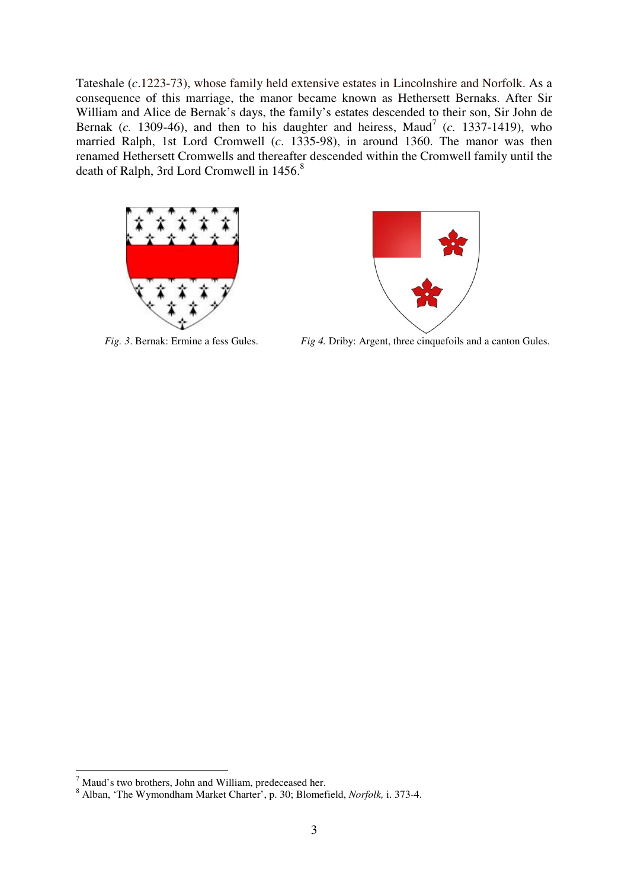Tateshale (*c*.1223-73), whose family held extensive estates in Lincolnshire and Norfolk. As a consequence of this marriage, the manor became known as Hethersett Bernaks. After Sir William and Alice de Bernak's days, the family's estates descended to their son, Sir John de Bernak (*c.* 1309-46), and then to his daughter and heiress, Maud[7] (*c.* 1337-1419), who married Ralph, 1st Lord Cromwell (*c*. 1335-98), in around 1360. The manor was then renamed Hethersett Cromwells and thereafter descended within the Cromwell family until the death of Ralph, 3rd Lord Cromwell in 1456.[8]

*Fig. 3*. Bernak: Ermine a fess Gules.

*Fig 4.* Driby: Argent, three cinquefoils and a canton Gules.

---

[7] Maud's two brothers, John and William, predeceased her.

[8] Alban, 'The Wymondham Market Charter', p. 30; Blomefield, *Norfolk,* i. 373-4.